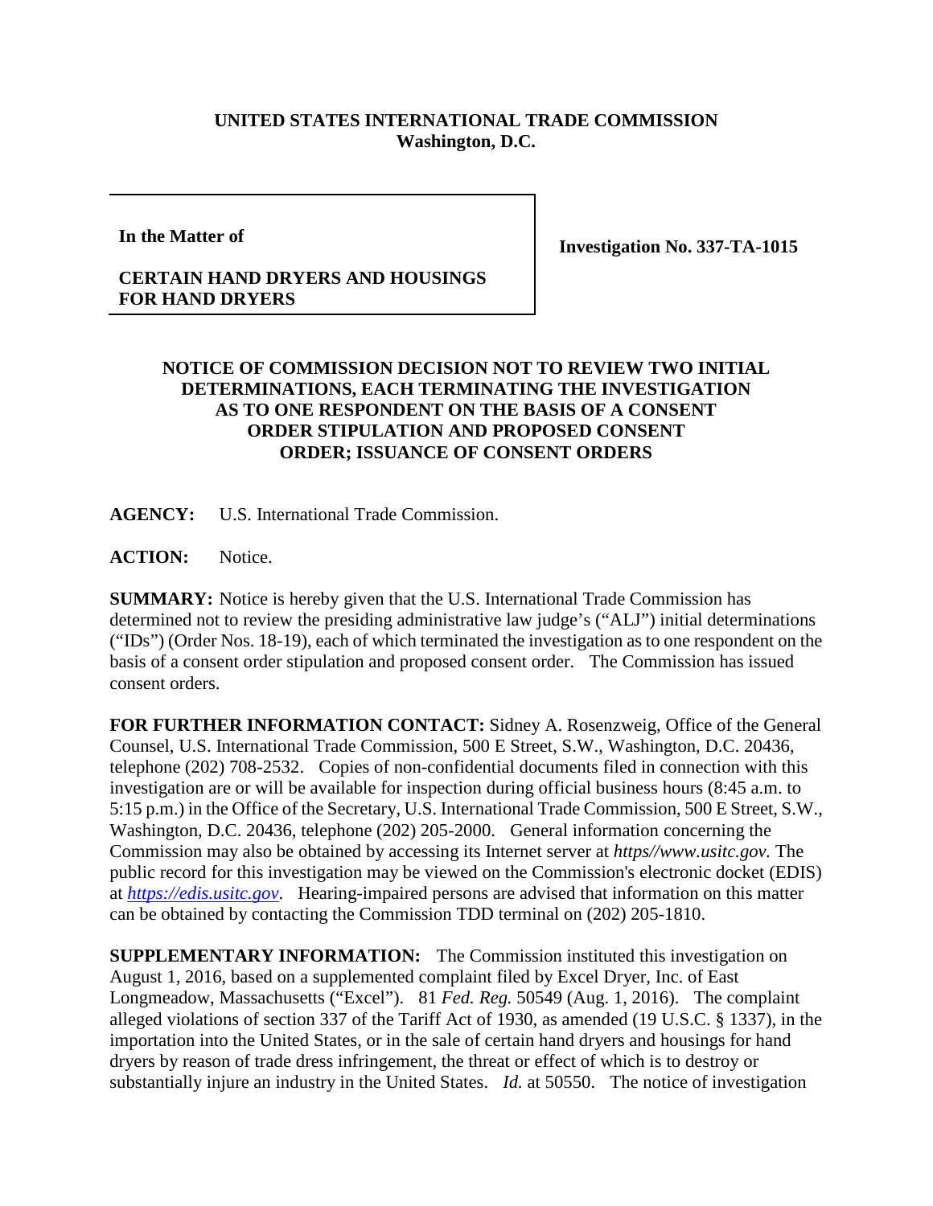**UNITED STATES INTERNATIONAL TRADE COMMISSION**
**Washington, D.C.**

| **In the Matter of**<br><br>**CERTAIN HAND DRYERS AND HOUSINGS FOR HAND DRYERS** | **Investigation No. 337-TA-1015** |
|---|---|

**NOTICE OF COMMISSION DECISION NOT TO REVIEW TWO INITIAL DETERMINATIONS, EACH TERMINATING THE INVESTIGATION AS TO ONE RESPONDENT ON THE BASIS OF A CONSENT ORDER STIPULATION AND PROPOSED CONSENT ORDER; ISSUANCE OF CONSENT ORDERS**

**AGENCY:** U.S. International Trade Commission.

**ACTION:** Notice.

**SUMMARY:** Notice is hereby given that the U.S. International Trade Commission has determined not to review the presiding administrative law judge's ("ALJ") initial determinations ("IDs") (Order Nos. 18-19), each of which terminated the investigation as to one respondent on the basis of a consent order stipulation and proposed consent order. The Commission has issued consent orders.

**FOR FURTHER INFORMATION CONTACT:** Sidney A. Rosenzweig, Office of the General Counsel, U.S. International Trade Commission, 500 E Street, S.W., Washington, D.C. 20436, telephone (202) 708-2532. Copies of non-confidential documents filed in connection with this investigation are or will be available for inspection during official business hours (8:45 a.m. to 5:15 p.m.) in the Office of the Secretary, U.S. International Trade Commission, 500 E Street, S.W., Washington, D.C. 20436, telephone (202) 205-2000. General information concerning the Commission may also be obtained by accessing its Internet server at *https//www.usitc.gov.* The public record for this investigation may be viewed on the Commission's electronic docket (EDIS) at *https://edis.usitc.gov*. Hearing-impaired persons are advised that information on this matter can be obtained by contacting the Commission TDD terminal on (202) 205-1810.

**SUPPLEMENTARY INFORMATION:** The Commission instituted this investigation on August 1, 2016, based on a supplemented complaint filed by Excel Dryer, Inc. of East Longmeadow, Massachusetts ("Excel"). 81 *Fed. Reg.* 50549 (Aug. 1, 2016). The complaint alleged violations of section 337 of the Tariff Act of 1930, as amended (19 U.S.C. § 1337), in the importation into the United States, or in the sale of certain hand dryers and housings for hand dryers by reason of trade dress infringement, the threat or effect of which is to destroy or substantially injure an industry in the United States. *Id.* at 50550. The notice of investigation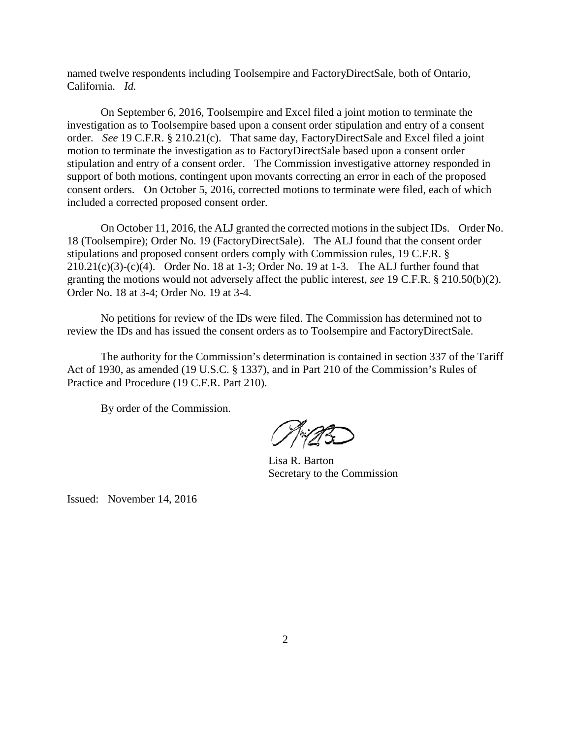named twelve respondents including Toolsempire and FactoryDirectSale, both of Ontario, California. *Id.*

On September 6, 2016, Toolsempire and Excel filed a joint motion to terminate the investigation as to Toolsempire based upon a consent order stipulation and entry of a consent order. *See* 19 C.F.R. § 210.21(c). That same day, FactoryDirectSale and Excel filed a joint motion to terminate the investigation as to FactoryDirectSale based upon a consent order stipulation and entry of a consent order. The Commission investigative attorney responded in support of both motions, contingent upon movants correcting an error in each of the proposed consent orders. On October 5, 2016, corrected motions to terminate were filed, each of which included a corrected proposed consent order.

On October 11, 2016, the ALJ granted the corrected motions in the subject IDs. Order No. 18 (Toolsempire); Order No. 19 (FactoryDirectSale). The ALJ found that the consent order stipulations and proposed consent orders comply with Commission rules, 19 C.F.R. § 210.21(c)(3)-(c)(4). Order No. 18 at 1-3; Order No. 19 at 1-3. The ALJ further found that granting the motions would not adversely affect the public interest, *see* 19 C.F.R. § 210.50(b)(2). Order No. 18 at 3-4; Order No. 19 at 3-4.

No petitions for review of the IDs were filed. The Commission has determined not to review the IDs and has issued the consent orders as to Toolsempire and FactoryDirectSale.

The authority for the Commission's determination is contained in section 337 of the Tariff Act of 1930, as amended (19 U.S.C. § 1337), and in Part 210 of the Commission's Rules of Practice and Procedure (19 C.F.R. Part 210).

By order of the Commission.

Lisa R. Barton
Secretary to the Commission

Issued: November 14, 2016